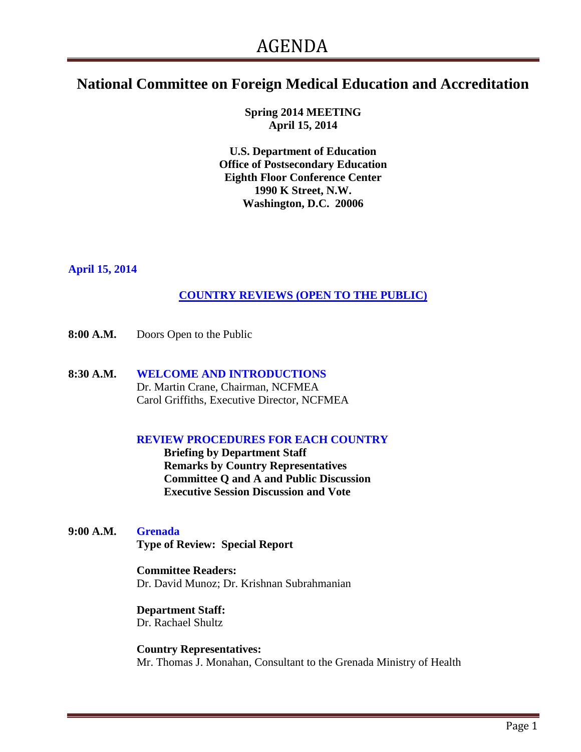# AGENDA

## National Committee on Foreign Medical Education and Accreditation

**Spring 2014 MEETING**
**April 15, 2014**

**U.S. Department of Education**
**Office of Postsecondary Education**
**Eighth Floor Conference Center**
**1990 K Street, N.W.**
**Washington, D.C. 20006**

**April 15, 2014**

**COUNTRY REVIEWS (OPEN TO THE PUBLIC)**

**8:00 A.M.** Doors Open to the Public

**8:30 A.M.** **WELCOME AND INTRODUCTIONS**
Dr. Martin Crane, Chairman, NCFMEA
Carol Griffiths, Executive Director, NCFMEA

**REVIEW PROCEDURES FOR EACH COUNTRY**
- **Briefing by Department Staff**
- **Remarks by Country Representatives**
- **Committee Q and A and Public Discussion**
- **Executive Session Discussion and Vote**

**9:00 A.M.** **Grenada**
**Type of Review: Special Report**

**Committee Readers:**
Dr. David Munoz; Dr. Krishnan Subrahmanian

**Department Staff:**
Dr. Rachael Shultz

**Country Representatives:**
Mr. Thomas J. Monahan, Consultant to the Grenada Ministry of Health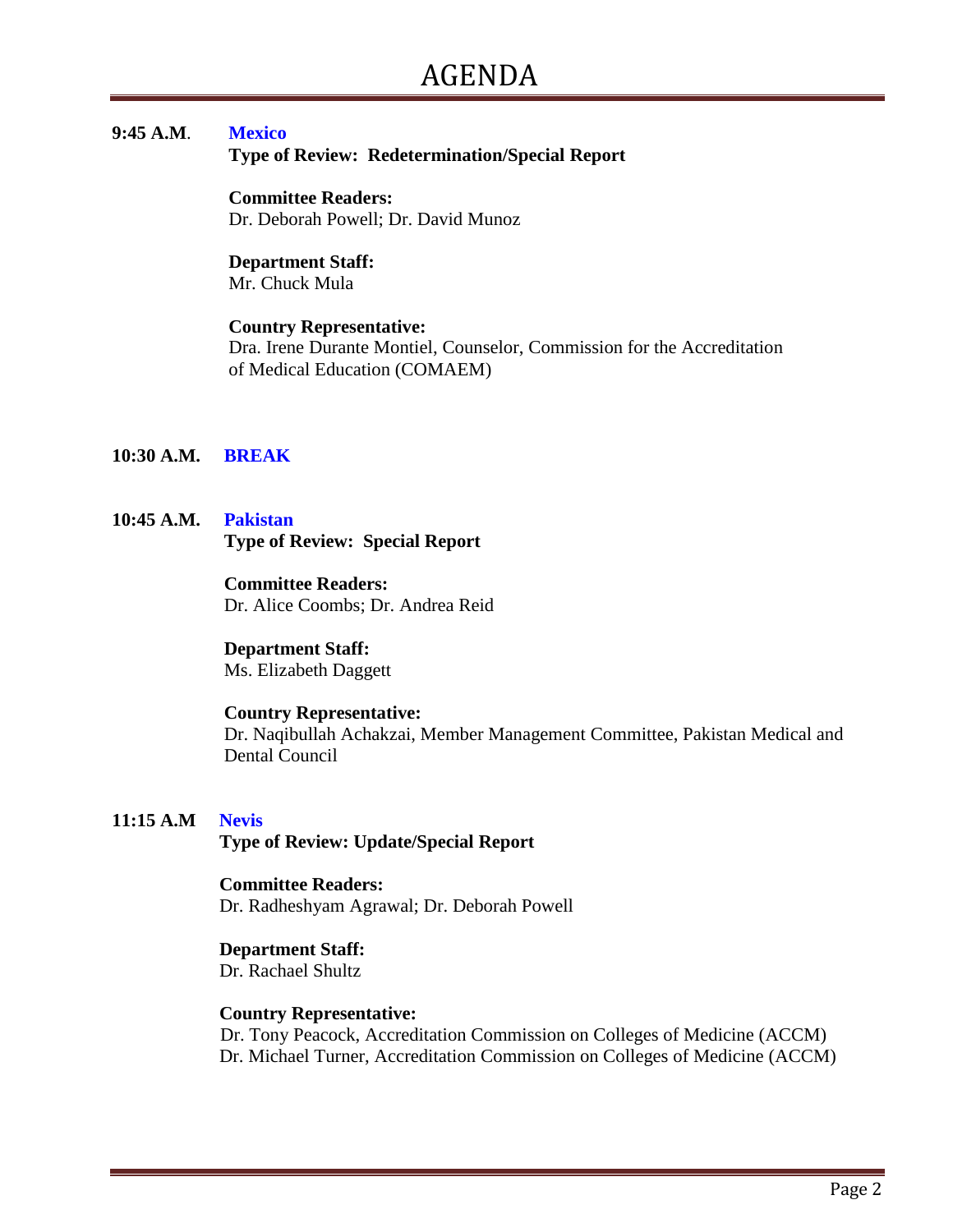# AGENDA

**9:45 A.M**. **Mexico**

**Type of Review: Redetermination/Special Report**

**Committee Readers:**
Dr. Deborah Powell; Dr. David Munoz

**Department Staff:**
Mr. Chuck Mula

**Country Representative:**
Dra. Irene Durante Montiel, Counselor, Commission for the Accreditation of Medical Education (COMAEM)

**10:30 A.M. BREAK**

**10:45 A.M. Pakistan**

**Type of Review: Special Report**

**Committee Readers:**
Dr. Alice Coombs; Dr. Andrea Reid

**Department Staff:**
Ms. Elizabeth Daggett

**Country Representative:**
Dr. Naqibullah Achakzai, Member Management Committee, Pakistan Medical and Dental Council

**11:15 A.M Nevis**

**Type of Review: Update/Special Report**

**Committee Readers:**
Dr. Radheshyam Agrawal; Dr. Deborah Powell

**Department Staff:**
Dr. Rachael Shultz

**Country Representative:**
Dr. Tony Peacock, Accreditation Commission on Colleges of Medicine (ACCM)
Dr. Michael Turner, Accreditation Commission on Colleges of Medicine (ACCM)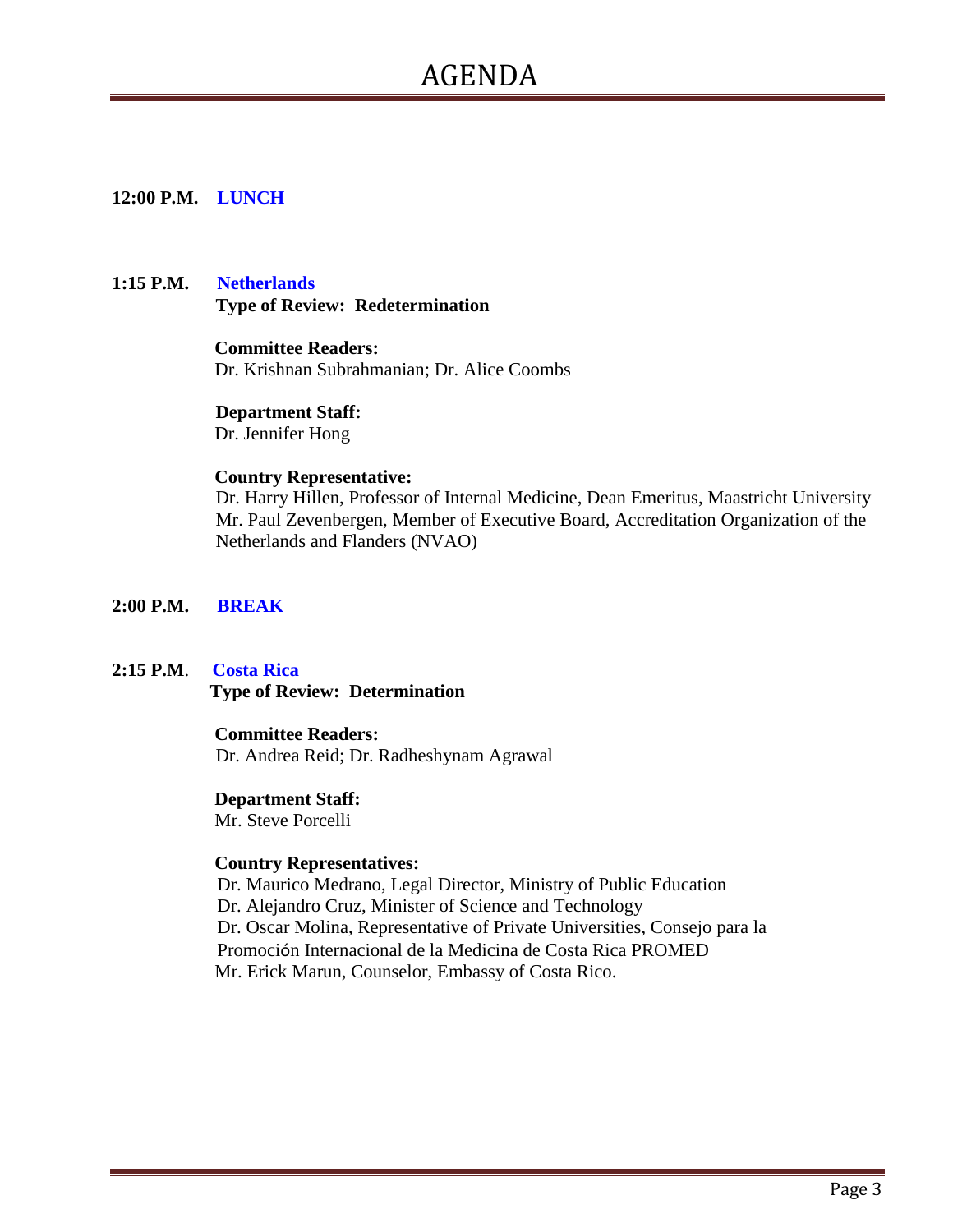# AGENDA

**12:00 P.M.** **LUNCH**

**1:15 P.M.** **Netherlands**
**Type of Review: Redetermination**

**Committee Readers:**
Dr. Krishnan Subrahmanian; Dr. Alice Coombs

**Department Staff:**
Dr. Jennifer Hong

**Country Representative:**
Dr. Harry Hillen, Professor of Internal Medicine, Dean Emeritus, Maastricht University
Mr. Paul Zevenbergen, Member of Executive Board, Accreditation Organization of the Netherlands and Flanders (NVAO)

**2:00 P.M.** **BREAK**

**2:15 P.M**. **Costa Rica**
**Type of Review: Determination**

**Committee Readers:**
Dr. Andrea Reid; Dr. Radheshynam Agrawal

**Department Staff:**
Mr. Steve Porcelli

**Country Representatives:**
Dr. Maurico Medrano, Legal Director, Ministry of Public Education
Dr. Alejandro Cruz, Minister of Science and Technology
Dr. Oscar Molina, Representative of Private Universities, Consejo para la Promoción Internacional de la Medicina de Costa Rica PROMED
Mr. Erick Marun, Counselor, Embassy of Costa Rico.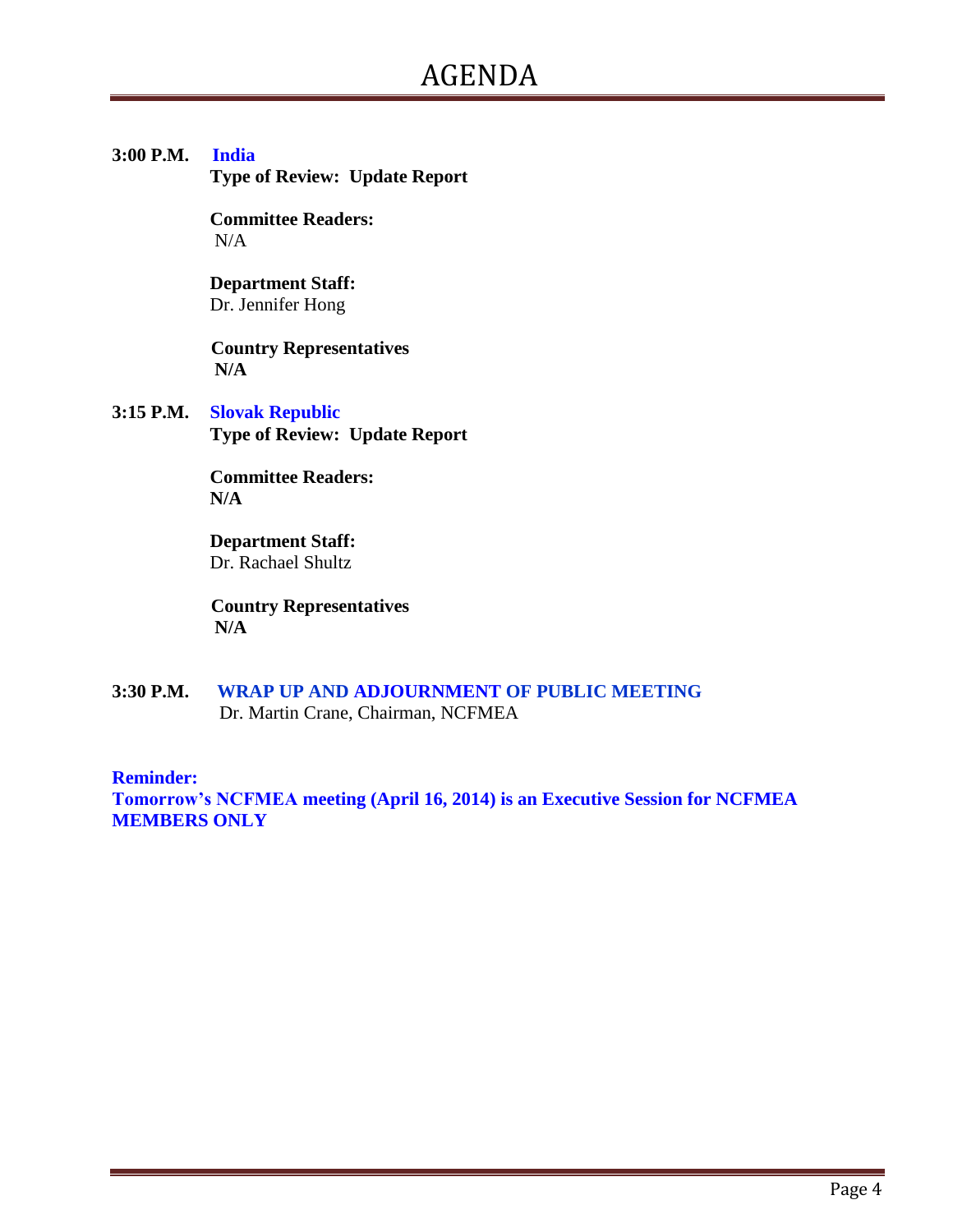# AGENDA

**3:00 P.M. India**

**Type of Review: Update Report**

**Committee Readers:**
N/A

**Department Staff:**
Dr. Jennifer Hong

**Country Representatives**
**N/A**

**3:15 P.M. Slovak Republic**

**Type of Review: Update Report**

**Committee Readers:**
**N/A**

**Department Staff:**
Dr. Rachael Shultz

**Country Representatives**
**N/A**

**3:30 P.M. WRAP UP AND ADJOURNMENT OF PUBLIC MEETING**

Dr. Martin Crane, Chairman, NCFMEA

**Reminder:**
**Tomorrow's NCFMEA meeting (April 16, 2014) is an Executive Session for NCFMEA MEMBERS ONLY**